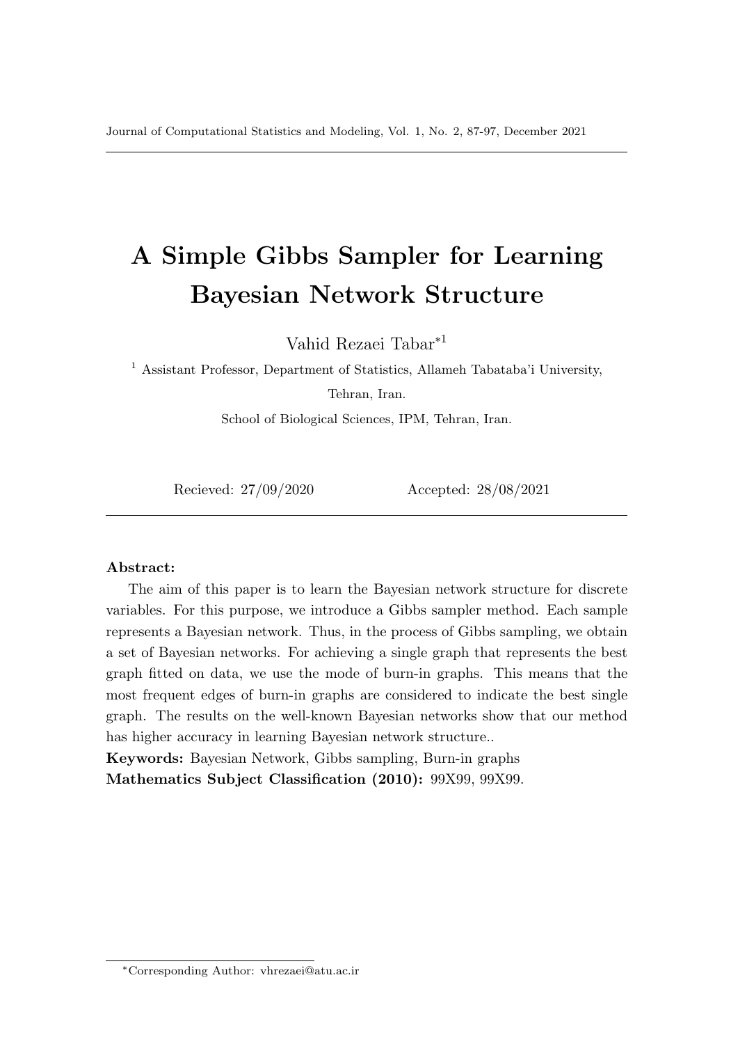# A Simple Gibbs Sampler for Learning Bayesian Network Structure

Vahid Rezaei Tabar*[1]

[1] Assistant Professor, Department of Statistics, Allameh Tabataba'i University, Tehran, Iran.

School of Biological Sciences, IPM, Tehran, Iran.

Recieved: 27/09/2020 Accepted: 28/08/2021

**Abstract:**

The aim of this paper is to learn the Bayesian network structure for discrete variables. For this purpose, we introduce a Gibbs sampler method. Each sample represents a Bayesian network. Thus, in the process of Gibbs sampling, we obtain a set of Bayesian networks. For achieving a single graph that represents the best graph fitted on data, we use the mode of burn-in graphs. This means that the most frequent edges of burn-in graphs are considered to indicate the best single graph. The results on the well-known Bayesian networks show that our method has higher accuracy in learning Bayesian network structure..

**Keywords:** Bayesian Network, Gibbs sampling, Burn-in graphs

**Mathematics Subject Classification (2010):** 99X99, 99X99.

*Corresponding Author: vhrezaei@atu.ac.ir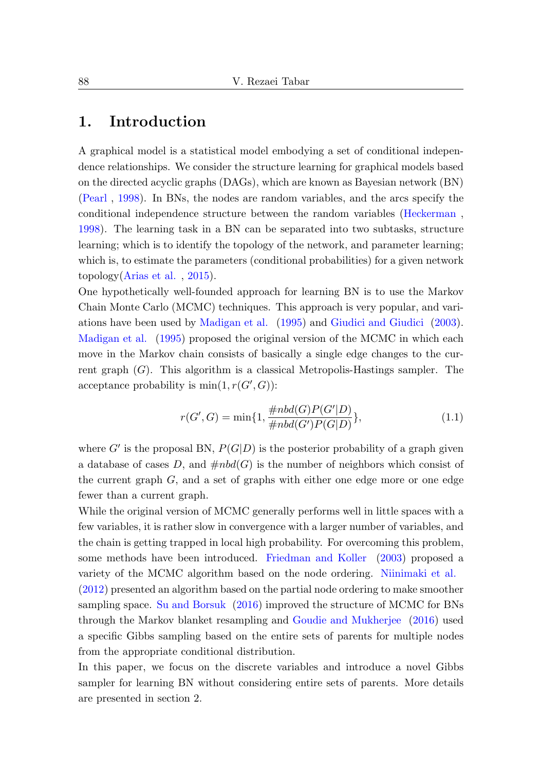## 1. Introduction

A graphical model is a statistical model embodying a set of conditional independence relationships. We consider the structure learning for graphical models based on the directed acyclic graphs (DAGs), which are known as Bayesian network (BN) (Pearl , 1998). In BNs, the nodes are random variables, and the arcs specify the conditional independence structure between the random variables (Heckerman , 1998). The learning task in a BN can be separated into two subtasks, structure learning; which is to identify the topology of the network, and parameter learning; which is, to estimate the parameters (conditional probabilities) for a given network topology(Arias et al. , 2015).

One hypothetically well-founded approach for learning BN is to use the Markov Chain Monte Carlo (MCMC) techniques. This approach is very popular, and variations have been used by Madigan et al. (1995) and Giudici and Giudici (2003). Madigan et al. (1995) proposed the original version of the MCMC in which each move in the Markov chain consists of basically a single edge changes to the current graph ($G$). This algorithm is a classical Metropolis-Hastings sampler. The acceptance probability is $\min(1, r(G', G))$:

$$r(G', G) = \min\{1, \frac{\#nbd(G)P(G'|D)}{\#nbd(G')P(G|D)}\}, \tag{1.1}$$

where $G'$ is the proposal BN, $P(G|D)$ is the posterior probability of a graph given a database of cases $D$, and $\#nbd(G)$ is the number of neighbors which consist of the current graph $G$, and a set of graphs with either one edge more or one edge fewer than a current graph.

While the original version of MCMC generally performs well in little spaces with a few variables, it is rather slow in convergence with a larger number of variables, and the chain is getting trapped in local high probability. For overcoming this problem, some methods have been introduced. Friedman and Koller (2003) proposed a variety of the MCMC algorithm based on the node ordering. Niinimaki et al. (2012) presented an algorithm based on the partial node ordering to make smoother sampling space. Su and Borsuk (2016) improved the structure of MCMC for BNs through the Markov blanket resampling and Goudie and Mukherjee (2016) used a specific Gibbs sampling based on the entire sets of parents for multiple nodes from the appropriate conditional distribution.

In this paper, we focus on the discrete variables and introduce a novel Gibbs sampler for learning BN without considering entire sets of parents. More details are presented in section 2.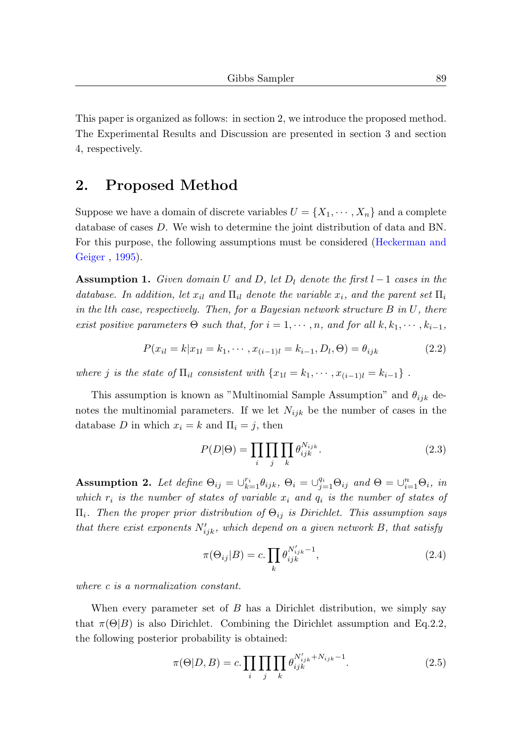This paper is organized as follows: in section 2, we introduce the proposed method. The Experimental Results and Discussion are presented in section 3 and section 4, respectively.

## 2. Proposed Method

Suppose we have a domain of discrete variables $U = \{X_1, \cdots, X_n\}$ and a complete database of cases $D$. We wish to determine the joint distribution of data and BN. For this purpose, the following assumptions must be considered (Heckerman and Geiger , 1995).

**Assumption 1.** *Given domain $U$ and $D$, let $D_l$ denote the first $l-1$ cases in the database. In addition, let $x_{il}$ and $\Pi_{il}$ denote the variable $x_i$, and the parent set $\Pi_i$ in the lth case, respectively. Then, for a Bayesian network structure $B$ in $U$, there exist positive parameters $\Theta$ such that, for $i = 1, \cdots, n$, and for all $k, k_1, \cdots, k_{i-1}$,*

$$P(x_{il} = k | x_{1l} = k_1, \cdots, x_{(i-1)l} = k_{i-1}, D_l, \Theta) = \theta_{ijk} \tag{2.2}$$

*where $j$ is the state of $\Pi_{il}$ consistent with $\{x_{1l} = k_1, \cdots, x_{(i-1)l} = k_{i-1}\}$ .*

This assumption is known as "Multinomial Sample Assumption" and $\theta_{ijk}$ denotes the multinomial parameters. If we let $N_{ijk}$ be the number of cases in the database $D$ in which $x_i = k$ and $\Pi_i = j$, then

$$P(D|\Theta) = \prod_i \prod_j \prod_k \theta_{ijk}^{N_{ijk}}. \tag{2.3}$$

**Assumption 2.** *Let define $\Theta_{ij} = \cup_{k=1}^{r_i} \theta_{ijk}$, $\Theta_i = \cup_{j=1}^{q_i} \Theta_{ij}$ and $\Theta = \cup_{i=1}^{n} \Theta_i$, in which $r_i$ is the number of states of variable $x_i$ and $q_i$ is the number of states of $\Pi_i$. Then the proper prior distribution of $\Theta_{ij}$ is Dirichlet. This assumption says that there exist exponents $N'_{ijk}$, which depend on a given network $B$, that satisfy*

$$\pi(\Theta_{ij}|B) = c. \prod_k \theta_{ijk}^{N'_{ijk}-1}, \tag{2.4}$$

*where $c$ is a normalization constant.*

When every parameter set of $B$ has a Dirichlet distribution, we simply say that $\pi(\Theta|B)$ is also Dirichlet. Combining the Dirichlet assumption and Eq.2.2, the following posterior probability is obtained:

$$\pi(\Theta|D, B) = c. \prod_i \prod_j \prod_k \theta_{ijk}^{N'_{ijk}+N_{ijk}-1}. \tag{2.5}$$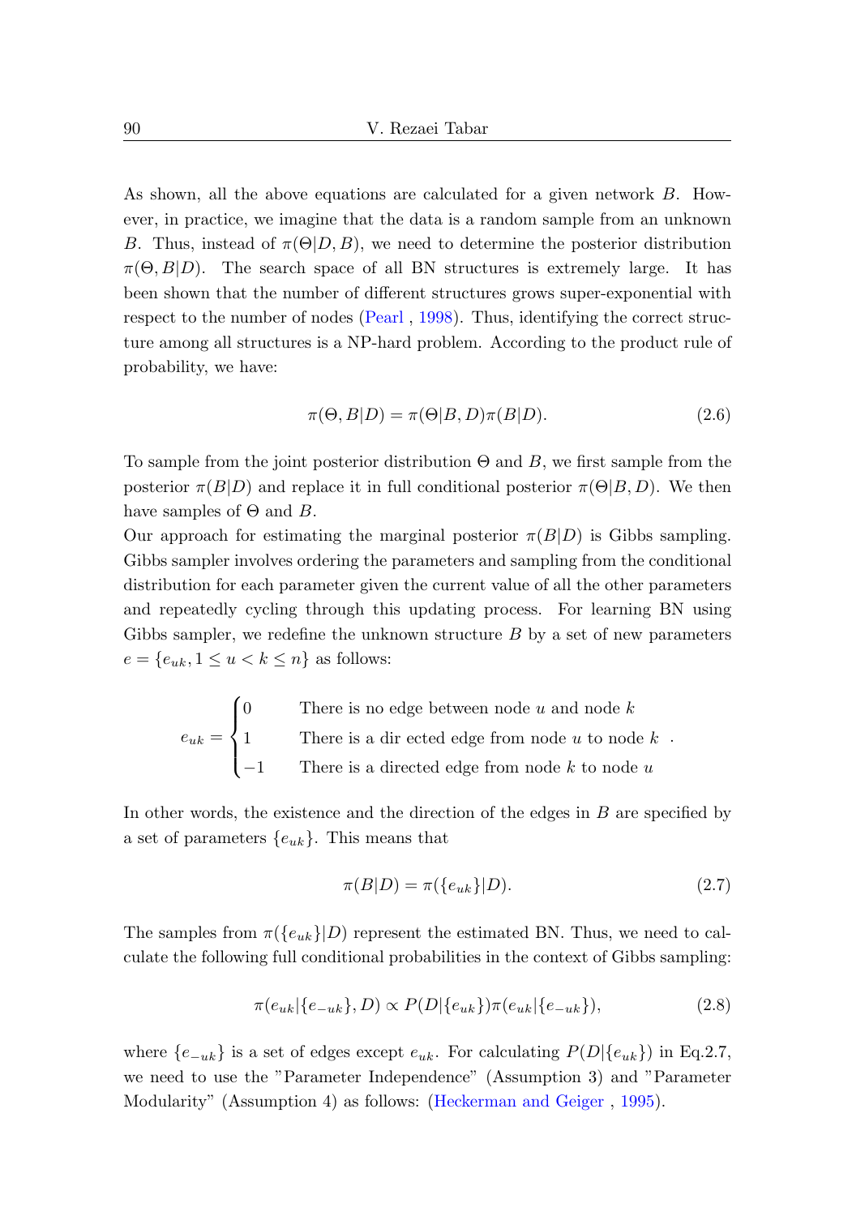As shown, all the above equations are calculated for a given network $B$. However, in practice, we imagine that the data is a random sample from an unknown $B$. Thus, instead of $\pi(\Theta|D, B)$, we need to determine the posterior distribution $\pi(\Theta, B|D)$. The search space of all BN structures is extremely large. It has been shown that the number of different structures grows super-exponential with respect to the number of nodes (Pearl , 1998). Thus, identifying the correct structure among all structures is a NP-hard problem. According to the product rule of probability, we have:

$$\pi(\Theta, B|D) = \pi(\Theta|B, D)\pi(B|D). \tag{2.6}$$

To sample from the joint posterior distribution $\Theta$ and $B$, we first sample from the posterior $\pi(B|D)$ and replace it in full conditional posterior $\pi(\Theta|B, D)$. We then have samples of $\Theta$ and $B$.

Our approach for estimating the marginal posterior $\pi(B|D)$ is Gibbs sampling. Gibbs sampler involves ordering the parameters and sampling from the conditional distribution for each parameter given the current value of all the other parameters and repeatedly cycling through this updating process. For learning BN using Gibbs sampler, we redefine the unknown structure $B$ by a set of new parameters $e = \{e_{uk}, 1 \leq u < k \leq n\}$ as follows:

$$e_{uk} = \begin{cases} 0 & \text{There is no edge between node } u \text{ and node } k \\ 1 & \text{There is a dir ected edge from node } u \text{ to node } k \\ -1 & \text{There is a directed edge from node } k \text{ to node } u \end{cases}.$$

In other words, the existence and the direction of the edges in $B$ are specified by a set of parameters $\{e_{uk}\}$. This means that

$$\pi(B|D) = \pi(\{e_{uk}\}|D). \tag{2.7}$$

The samples from $\pi(\{e_{uk}\}|D)$ represent the estimated BN. Thus, we need to calculate the following full conditional probabilities in the context of Gibbs sampling:

$$\pi(e_{uk}|\{e_{-uk}\}, D) \propto P(D|\{e_{uk}\})\pi(e_{uk}|\{e_{-uk}\}), \tag{2.8}$$

where $\{e_{-uk}\}$ is a set of edges except $e_{uk}$. For calculating $P(D|\{e_{uk}\})$ in Eq.2.7, we need to use the "Parameter Independence" (Assumption 3) and "Parameter Modularity" (Assumption 4) as follows: (Heckerman and Geiger , 1995).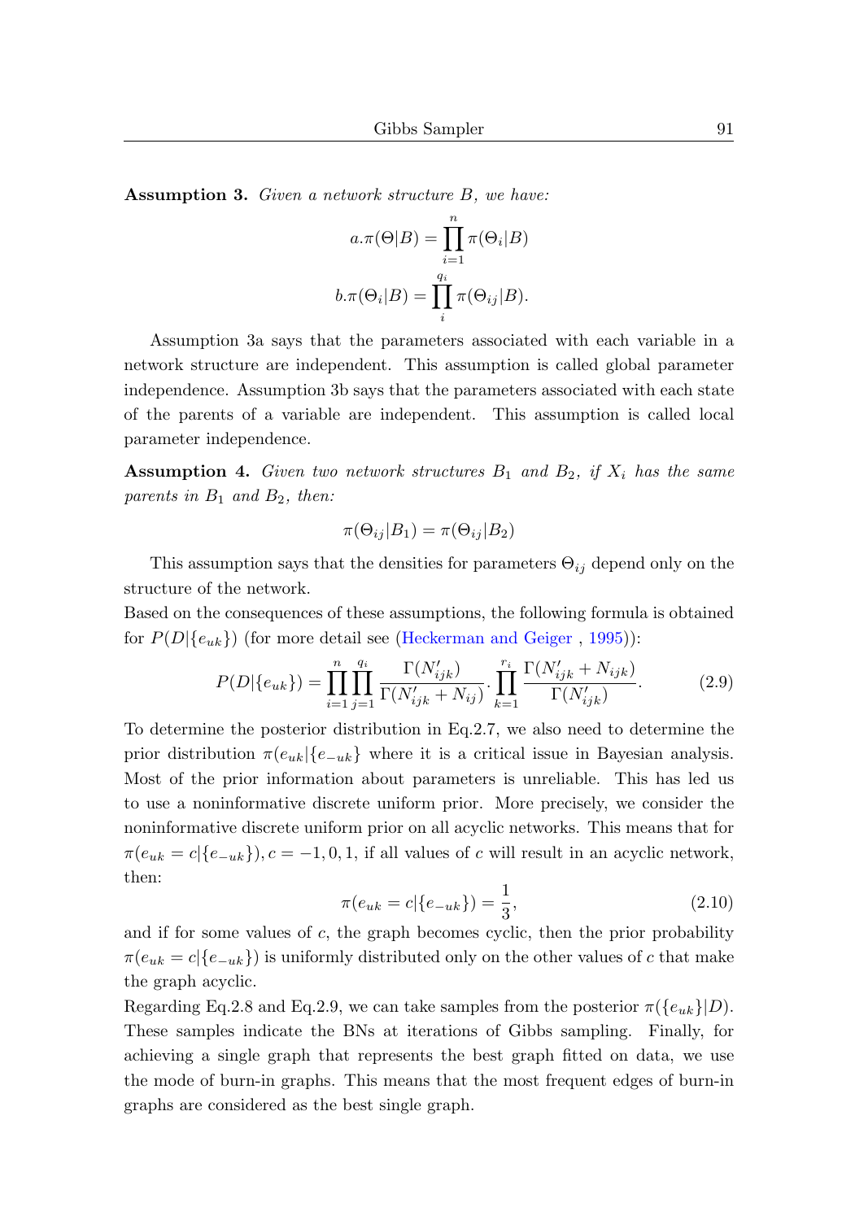**Assumption 3.** *Given a network structure $B$, we have:*

$$a.\pi(\Theta|B) = \prod_{i=1}^{n} \pi(\Theta_i|B)$$

$$b.\pi(\Theta_i|B) = \prod_{i}^{q_i} \pi(\Theta_{ij}|B).$$

Assumption 3a says that the parameters associated with each variable in a network structure are independent. This assumption is called global parameter independence. Assumption 3b says that the parameters associated with each state of the parents of a variable are independent. This assumption is called local parameter independence.

**Assumption 4.** *Given two network structures $B_1$ and $B_2$, if $X_i$ has the same parents in $B_1$ and $B_2$, then:*

$$\pi(\Theta_{ij}|B_1) = \pi(\Theta_{ij}|B_2)$$

This assumption says that the densities for parameters $\Theta_{ij}$ depend only on the structure of the network.

Based on the consequences of these assumptions, the following formula is obtained for $P(D|\{e_{uk}\})$ (for more detail see (Heckerman and Geiger , 1995)):

$$P(D|\{e_{uk}\}) = \prod_{i=1}^{n}\prod_{j=1}^{q_i} \frac{\Gamma(N'_{ijk})}{\Gamma(N'_{ijk} + N_{ij})} . \prod_{k=1}^{r_i} \frac{\Gamma(N'_{ijk} + N_{ijk})}{\Gamma(N'_{ijk})}. \tag{2.9}$$

To determine the posterior distribution in Eq.2.7, we also need to determine the prior distribution $\pi(e_{uk}|\{e_{-uk}\}$ where it is a critical issue in Bayesian analysis. Most of the prior information about parameters is unreliable. This has led us to use a noninformative discrete uniform prior. More precisely, we consider the noninformative discrete uniform prior on all acyclic networks. This means that for $\pi(e_{uk} = c|\{e_{-uk}\}), c = -1, 0, 1$, if all values of $c$ will result in an acyclic network, then:

$$\pi(e_{uk} = c|\{e_{-uk}\}) = \frac{1}{3}, \tag{2.10}$$

and if for some values of $c$, the graph becomes cyclic, then the prior probability $\pi(e_{uk} = c|\{e_{-uk}\})$ is uniformly distributed only on the other values of $c$ that make the graph acyclic.

Regarding Eq.2.8 and Eq.2.9, we can take samples from the posterior $\pi(\{e_{uk}\}|D)$. These samples indicate the BNs at iterations of Gibbs sampling. Finally, for achieving a single graph that represents the best graph fitted on data, we use the mode of burn-in graphs. This means that the most frequent edges of burn-in graphs are considered as the best single graph.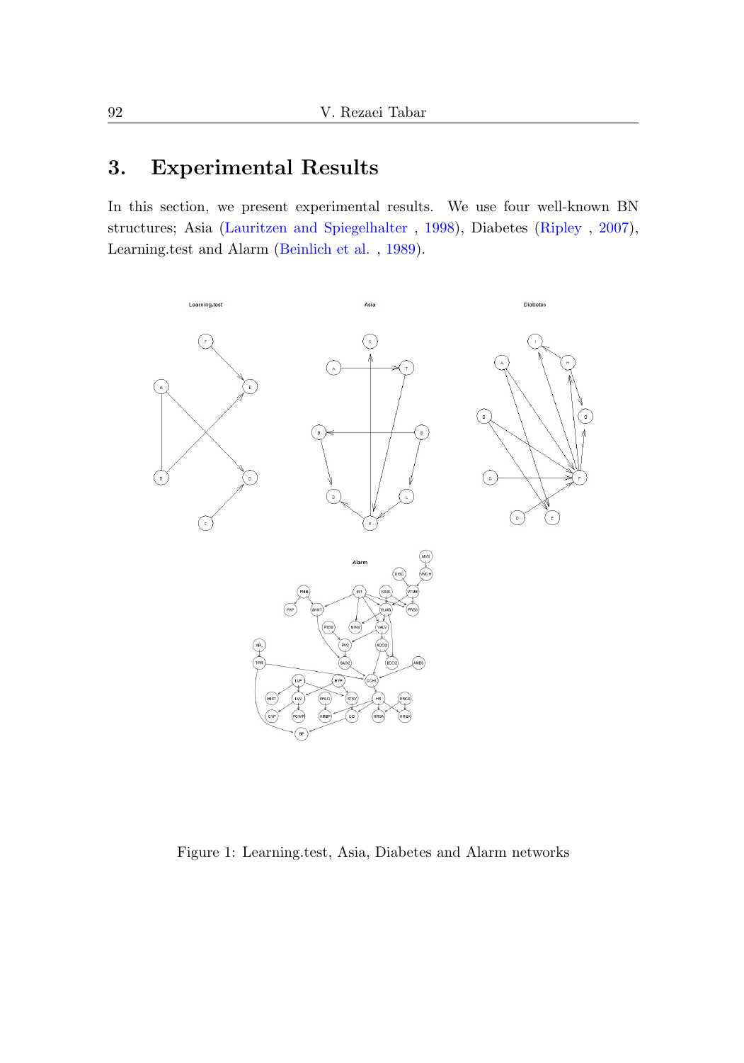## 3. Experimental Results

In this section, we present experimental results. We use four well-known BN structures; Asia (Lauritzen and Spiegelhalter , 1998), Diabetes (Ripley , 2007), Learning.test and Alarm (Beinlich et al. , 1989).

Figure 1: Learning.test, Asia, Diabetes and Alarm networks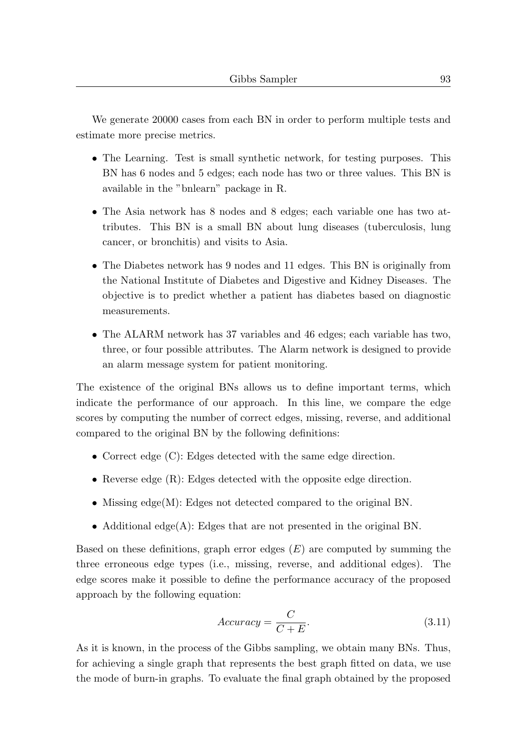We generate 20000 cases from each BN in order to perform multiple tests and estimate more precise metrics.

- The Learning. Test is small synthetic network, for testing purposes. This BN has 6 nodes and 5 edges; each node has two or three values. This BN is available in the "bnlearn" package in R.
- The Asia network has 8 nodes and 8 edges; each variable one has two attributes. This BN is a small BN about lung diseases (tuberculosis, lung cancer, or bronchitis) and visits to Asia.
- The Diabetes network has 9 nodes and 11 edges. This BN is originally from the National Institute of Diabetes and Digestive and Kidney Diseases. The objective is to predict whether a patient has diabetes based on diagnostic measurements.
- The ALARM network has 37 variables and 46 edges; each variable has two, three, or four possible attributes. The Alarm network is designed to provide an alarm message system for patient monitoring.

The existence of the original BNs allows us to define important terms, which indicate the performance of our approach. In this line, we compare the edge scores by computing the number of correct edges, missing, reverse, and additional compared to the original BN by the following definitions:

- Correct edge (C): Edges detected with the same edge direction.
- Reverse edge (R): Edges detected with the opposite edge direction.
- Missing edge(M): Edges not detected compared to the original BN.
- Additional edge(A): Edges that are not presented in the original BN.

Based on these definitions, graph error edges ($E$) are computed by summing the three erroneous edge types (i.e., missing, reverse, and additional edges). The edge scores make it possible to define the performance accuracy of the proposed approach by the following equation:

$$Accuracy = \frac{C}{C+E}. \tag{3.11}$$

As it is known, in the process of the Gibbs sampling, we obtain many BNs. Thus, for achieving a single graph that represents the best graph fitted on data, we use the mode of burn-in graphs. To evaluate the final graph obtained by the proposed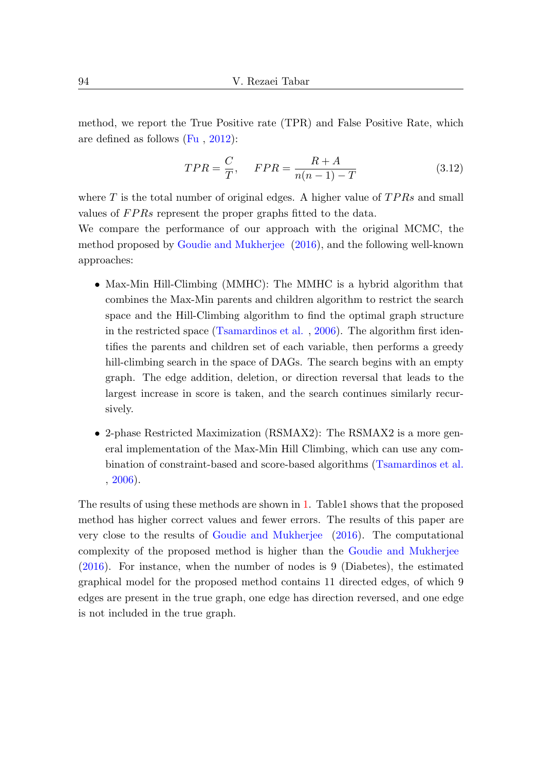method, we report the True Positive rate (TPR) and False Positive Rate, which are defined as follows (Fu , 2012):

$$TPR = \frac{C}{T}, \quad FPR = \frac{R + A}{n(n-1) - T} \tag{3.12}$$

where $T$ is the total number of original edges. A higher value of $TPRs$ and small values of $FPRs$ represent the proper graphs fitted to the data.

We compare the performance of our approach with the original MCMC, the method proposed by Goudie and Mukherjee (2016), and the following well-known approaches:

- Max-Min Hill-Climbing (MMHC): The MMHC is a hybrid algorithm that combines the Max-Min parents and children algorithm to restrict the search space and the Hill-Climbing algorithm to find the optimal graph structure in the restricted space (Tsamardinos et al. , 2006). The algorithm first identifies the parents and children set of each variable, then performs a greedy hill-climbing search in the space of DAGs. The search begins with an empty graph. The edge addition, deletion, or direction reversal that leads to the largest increase in score is taken, and the search continues similarly recursively.

- 2-phase Restricted Maximization (RSMAX2): The RSMAX2 is a more general implementation of the Max-Min Hill Climbing, which can use any combination of constraint-based and score-based algorithms (Tsamardinos et al. , 2006).

The results of using these methods are shown in 1. Table1 shows that the proposed method has higher correct values and fewer errors. The results of this paper are very close to the results of Goudie and Mukherjee (2016). The computational complexity of the proposed method is higher than the Goudie and Mukherjee (2016). For instance, when the number of nodes is 9 (Diabetes), the estimated graphical model for the proposed method contains 11 directed edges, of which 9 edges are present in the true graph, one edge has direction reversed, and one edge is not included in the true graph.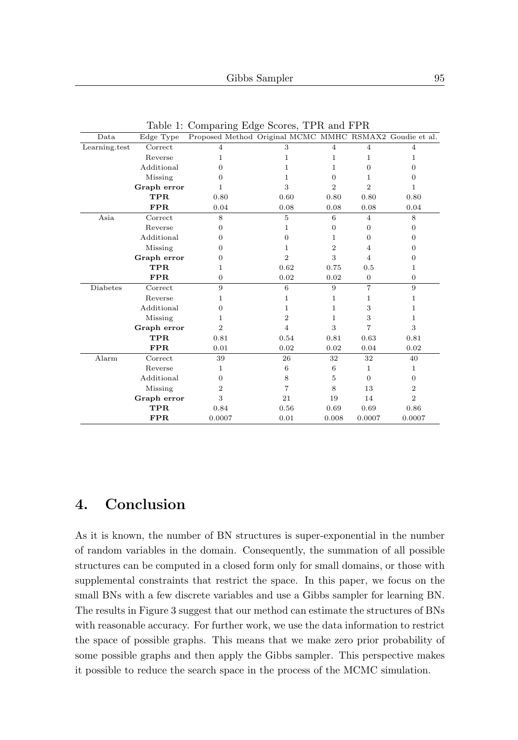Table 1: Comparing Edge Scores, TPR and FPR

| Data | Edge Type | Proposed Method | Original MCMC | MMHC | RSMAX2 | Goudie et al. |
|---|---|---|---|---|---|---|
| Learning.test | Correct | 4 | 3 | 4 | 4 | 4 |
| | Reverse | 1 | 1 | 1 | 1 | 1 |
| | Additional | 0 | 1 | 1 | 0 | 0 |
| | Missing | 0 | 1 | 0 | 1 | 0 |
| | **Graph error** | 1 | 3 | 2 | 2 | 1 |
| | **TPR** | 0.80 | 0.60 | 0.80 | 0.80 | 0.80 |
| | **FPR** | 0.04 | 0.08 | 0.08 | 0.08 | 0.04 |
| Asia | Correct | 8 | 5 | 6 | 4 | 8 |
| | Reverse | 0 | 1 | 0 | 0 | 0 |
| | Additional | 0 | 0 | 1 | 0 | 0 |
| | Missing | 0 | 1 | 2 | 4 | 0 |
| | **Graph error** | 0 | 2 | 3 | 4 | 0 |
| | **TPR** | 1 | 0.62 | 0.75 | 0.5 | 1 |
| | **FPR** | 0 | 0.02 | 0.02 | 0 | 0 |
| Diabetes | Correct | 9 | 6 | 9 | 7 | 9 |
| | Reverse | 1 | 1 | 1 | 1 | 1 |
| | Additional | 0 | 1 | 1 | 3 | 1 |
| | Missing | 1 | 2 | 1 | 3 | 1 |
| | **Graph error** | 2 | 4 | 3 | 7 | 3 |
| | **TPR** | 0.81 | 0.54 | 0.81 | 0.63 | 0.81 |
| | **FPR** | 0.01 | 0.02 | 0.02 | 0.04 | 0.02 |
| Alarm | Correct | 39 | 26 | 32 | 32 | 40 |
| | Reverse | 1 | 6 | 6 | 1 | 1 |
| | Additional | 0 | 8 | 5 | 0 | 0 |
| | Missing | 2 | 7 | 8 | 13 | 2 |
| | **Graph error** | 3 | 21 | 19 | 14 | 2 |
| | **TPR** | 0.84 | 0.56 | 0.69 | 0.69 | 0.86 |
| | **FPR** | 0.0007 | 0.01 | 0.008 | 0.0007 | 0.0007 |

## 4. Conclusion

As it is known, the number of BN structures is super-exponential in the number of random variables in the domain. Consequently, the summation of all possible structures can be computed in a closed form only for small domains, or those with supplemental constraints that restrict the space. In this paper, we focus on the small BNs with a few discrete variables and use a Gibbs sampler for learning BN. The results in Figure 3 suggest that our method can estimate the structures of BNs with reasonable accuracy. For further work, we use the data information to restrict the space of possible graphs. This means that we make zero prior probability of some possible graphs and then apply the Gibbs sampler. This perspective makes it possible to reduce the search space in the process of the MCMC simulation.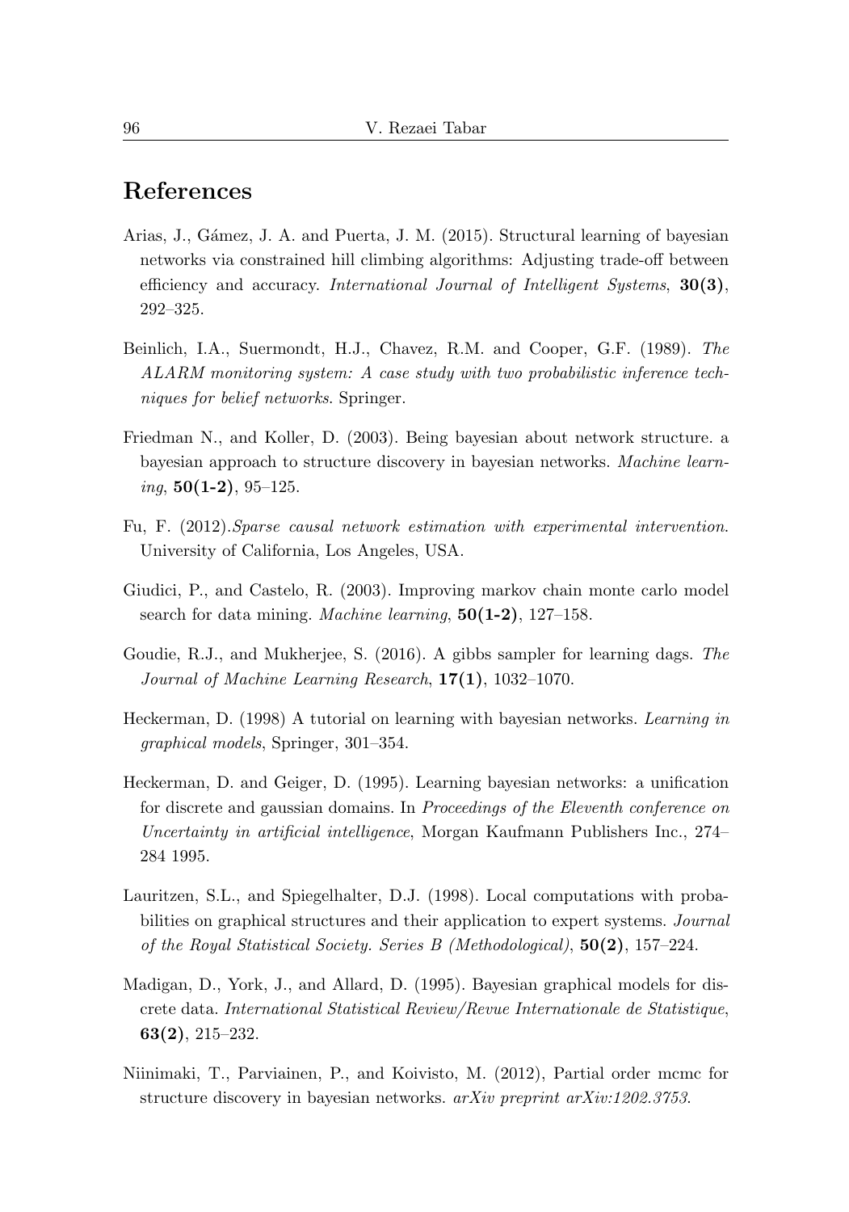## References

Arias, J., Gámez, J. A. and Puerta, J. M. (2015). Structural learning of bayesian networks via constrained hill climbing algorithms: Adjusting trade-off between efficiency and accuracy. *International Journal of Intelligent Systems*, **30(3)**, 292–325.

Beinlich, I.A., Suermondt, H.J., Chavez, R.M. and Cooper, G.F. (1989). *The ALARM monitoring system: A case study with two probabilistic inference techniques for belief networks*. Springer.

Friedman N., and Koller, D. (2003). Being bayesian about network structure. a bayesian approach to structure discovery in bayesian networks. *Machine learning*, **50(1-2)**, 95–125.

Fu, F. (2012).*Sparse causal network estimation with experimental intervention*. University of California, Los Angeles, USA.

Giudici, P., and Castelo, R. (2003). Improving markov chain monte carlo model search for data mining. *Machine learning*, **50(1-2)**, 127–158.

Goudie, R.J., and Mukherjee, S. (2016). A gibbs sampler for learning dags. *The Journal of Machine Learning Research*, **17(1)**, 1032–1070.

Heckerman, D. (1998) A tutorial on learning with bayesian networks. *Learning in graphical models*, Springer, 301–354.

Heckerman, D. and Geiger, D. (1995). Learning bayesian networks: a unification for discrete and gaussian domains. In *Proceedings of the Eleventh conference on Uncertainty in artificial intelligence*, Morgan Kaufmann Publishers Inc., 274–284 1995.

Lauritzen, S.L., and Spiegelhalter, D.J. (1998). Local computations with probabilities on graphical structures and their application to expert systems. *Journal of the Royal Statistical Society. Series B (Methodological)*, **50(2)**, 157–224.

Madigan, D., York, J., and Allard, D. (1995). Bayesian graphical models for discrete data. *International Statistical Review/Revue Internationale de Statistique*, **63(2)**, 215–232.

Niinimaki, T., Parviainen, P., and Koivisto, M. (2012), Partial order mcmc for structure discovery in bayesian networks. *arXiv preprint arXiv:1202.3753*.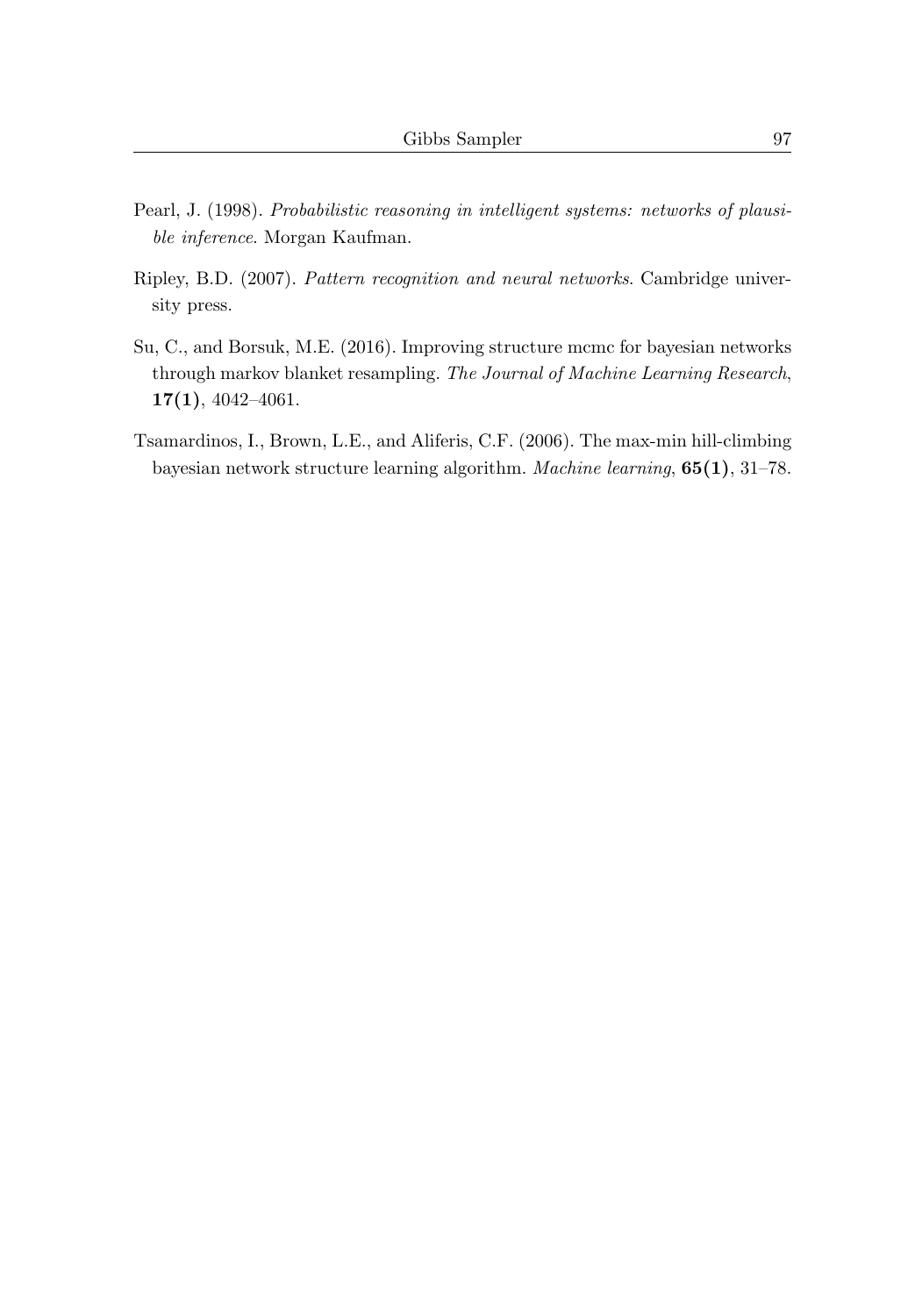Pearl, J. (1998). *Probabilistic reasoning in intelligent systems: networks of plausible inference*. Morgan Kaufman.

Ripley, B.D. (2007). *Pattern recognition and neural networks*. Cambridge university press.

Su, C., and Borsuk, M.E. (2016). Improving structure mcmc for bayesian networks through markov blanket resampling. *The Journal of Machine Learning Research*, **17(1)**, 4042–4061.

Tsamardinos, I., Brown, L.E., and Aliferis, C.F. (2006). The max-min hill-climbing bayesian network structure learning algorithm. *Machine learning*, **65(1)**, 31–78.